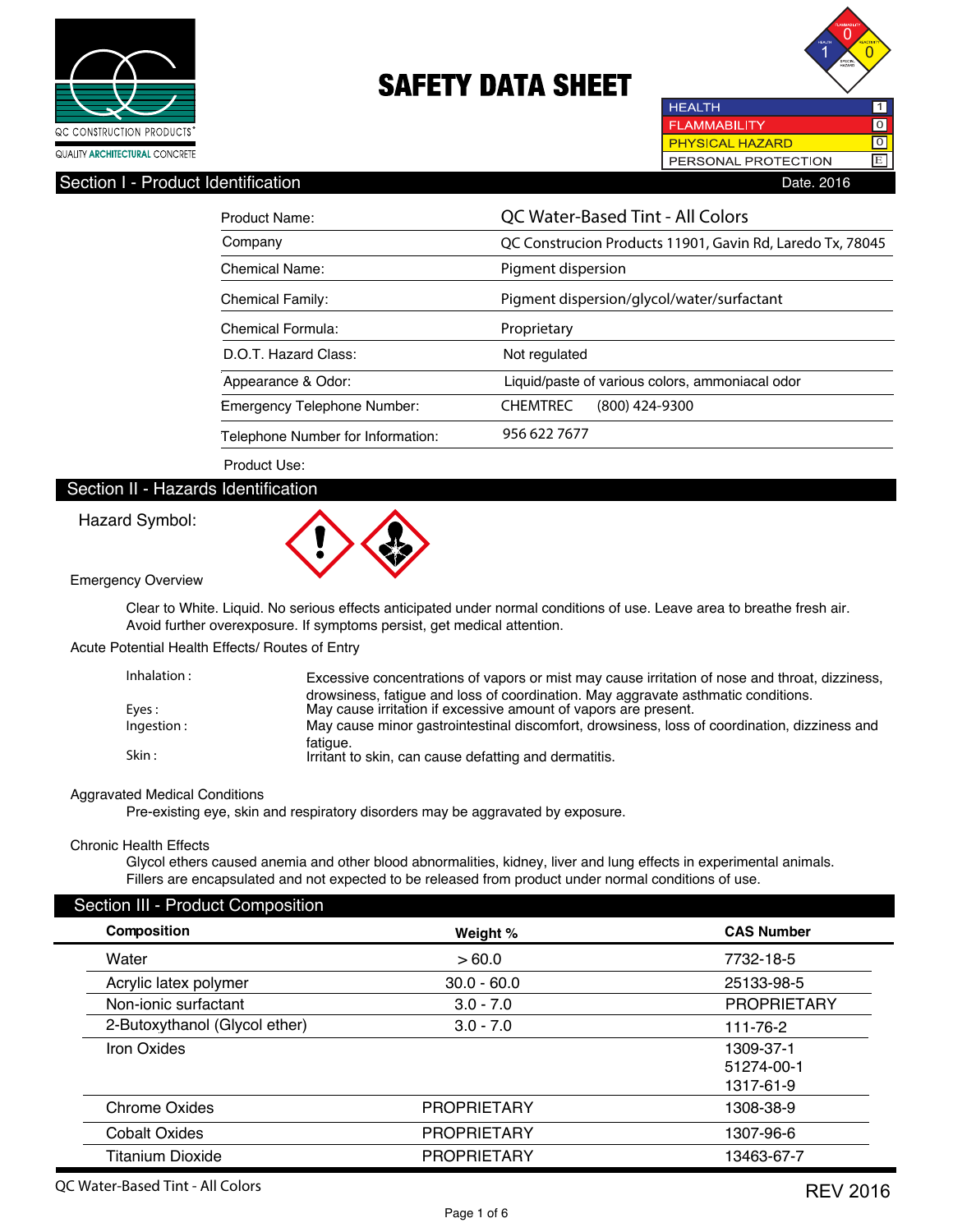QC CONSTRUCTION PRODUCTS®

QUALITY ARCHITECTURAL CONCRETE

# SAFETY DATA SHEET

| | |
|---|---|
| HEALTH | 1 |
| FLAMMABILITY | 0 |
| PHYSICAL HAZARD | 0 |
| PERSONAL PROTECTION | E |

## Section I - Product Identification

Date. 2016

| | |
|---|---|
| Product Name: | QC Water-Based Tint - All Colors |
| Company | QC Construcion Products 11901, Gavin Rd, Laredo Tx, 78045 |
| Chemical Name: | Pigment dispersion |
| Chemical Family: | Pigment dispersion/glycol/water/surfactant |
| Chemical Formula: | Proprietary |
| D.O.T. Hazard Class: | Not regulated |
| Appearance & Odor: | Liquid/paste of various colors, ammoniacal odor |
| Emergency Telephone Number: | CHEMTREC (800) 424-9300 |
| Telephone Number for Information: | 956 622 7677 |
| Product Use: | |

## Section II - Hazards Identification

Hazard Symbol:

Emergency Overview

Clear to White. Liquid. No serious effects anticipated under normal conditions of use. Leave area to breathe fresh air. Avoid further overexposure. If symptoms persist, get medical attention.

Acute Potential Health Effects/ Routes of Entry

| | |
|---|---|
| Inhalation : | Excessive concentrations of vapors or mist may cause irritation of nose and throat, dizziness, drowsiness, fatigue and loss of coordination. May aggravate asthmatic conditions. |
| Eyes : | May cause irritation if excessive amount of vapors are present. |
| Ingestion : | May cause minor gastrointestinal discomfort, drowsiness, loss of coordination, dizziness and fatigue. |
| Skin : | Irritant to skin, can cause defatting and dermatitis. |

Aggravated Medical Conditions

Pre-existing eye, skin and respiratory disorders may be aggravated by exposure.

Chronic Health Effects

Glycol ethers caused anemia and other blood abnormalities, kidney, liver and lung effects in experimental animals. Fillers are encapsulated and not expected to be released from product under normal conditions of use.

## Section III - Product Composition

| Composition | Weight % | CAS Number |
|---|---|---|
| Water | > 60.0 | 7732-18-5 |
| Acrylic latex polymer | 30.0 - 60.0 | 25133-98-5 |
| Non-ionic surfactant | 3.0 - 7.0 | PROPRIETARY |
| 2-Butoxythanol (Glycol ether) | 3.0 - 7.0 | 111-76-2 |
| Iron Oxides | | 1309-37-1<br>51274-00-1<br>1317-61-9 |
| Chrome Oxides | PROPRIETARY | 1308-38-9 |
| Cobalt Oxides | PROPRIETARY | 1307-96-6 |
| Titanium Dioxide | PROPRIETARY | 13463-67-7 |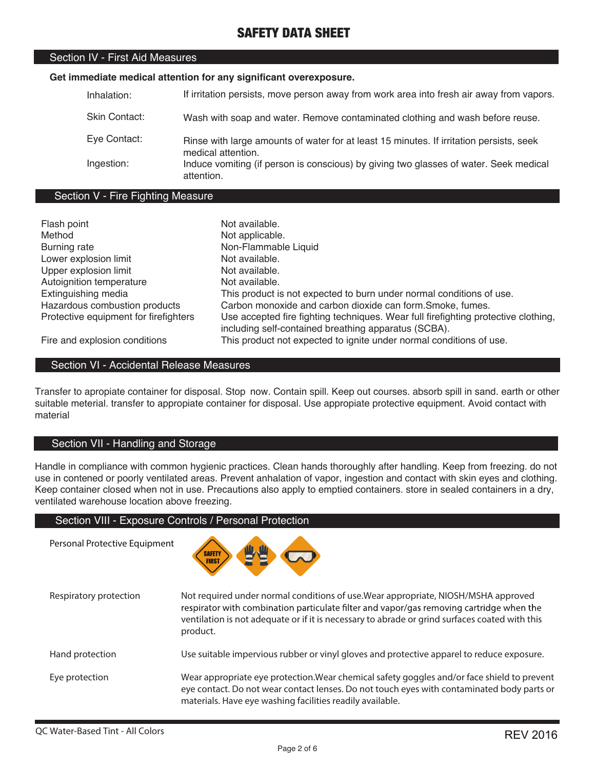# SAFETY DATA SHEET

## Section IV - First Aid Measures

**Get immediate medical attention for any significant overexposure.**

| | |
|---|---|
| Inhalation: | If irritation persists, move person away from work area into fresh air away from vapors. |
| Skin Contact: | Wash with soap and water. Remove contaminated clothing and wash before reuse. |
| Eye Contact: | Rinse with large amounts of water for at least 15 minutes. If irritation persists, seek medical attention. |
| Ingestion: | Induce vomiting (if person is conscious) by giving two glasses of water. Seek medical attention. |

## Section V - Fire Fighting Measure

| | |
|---|---|
| Flash point | Not available. |
| Method | Not applicable. |
| Burning rate | Non-Flammable Liquid |
| Lower explosion limit | Not available. |
| Upper explosion limit | Not available. |
| Autoignition temperature | Not available. |
| Extinguishing media | This product is not expected to burn under normal conditions of use. |
| Hazardous combustion products | Carbon monoxide and carbon dioxide can form.Smoke, fumes. |
| Protective equipment for firefighters | Use accepted fire fighting techniques. Wear full firefighting protective clothing, including self-contained breathing apparatus (SCBA). |
| Fire and explosion conditions | This product not expected to ignite under normal conditions of use. |

## Section VI - Accidental Release Measures

Transfer to apropiate container for disposal. Stop now. Contain spill. Keep out courses. absorb spill in sand. earth or other suitable meterial. transfer to appropiate container for disposal. Use appropiate protective equipment. Avoid contact with material

## Section VII - Handling and Storage

Handle in compliance with common hygienic practices. Clean hands thoroughly after handling. Keep from freezing. do not use in contened or poorly ventilated areas. Prevent anhalation of vapor, ingestion and contact with skin eyes and clothing. Keep container closed when not in use. Precautions also apply to emptied containers. store in sealed containers in a dry, ventilated warehouse location above freezing.

## Section VIII - Exposure Controls / Personal Protection

Personal Protective Equipment

| | |
|---|---|
| Respiratory protection | Not required under normal conditions of use.Wear appropriate, NIOSH/MSHA approved respirator with combination particulate filter and vapor/gas removing cartridge when the ventilation is not adequate or if it is necessary to abrade or grind surfaces coated with this product. |
| Hand protection | Use suitable impervious rubber or vinyl gloves and protective apparel to reduce exposure. |
| Eye protection | Wear appropriate eye protection.Wear chemical safety goggles and/or face shield to prevent eye contact. Do not wear contact lenses. Do not touch eyes with contaminated body parts or materials. Have eye washing facilities readily available. |

QC Water-Based Tint - All Colors REV 2016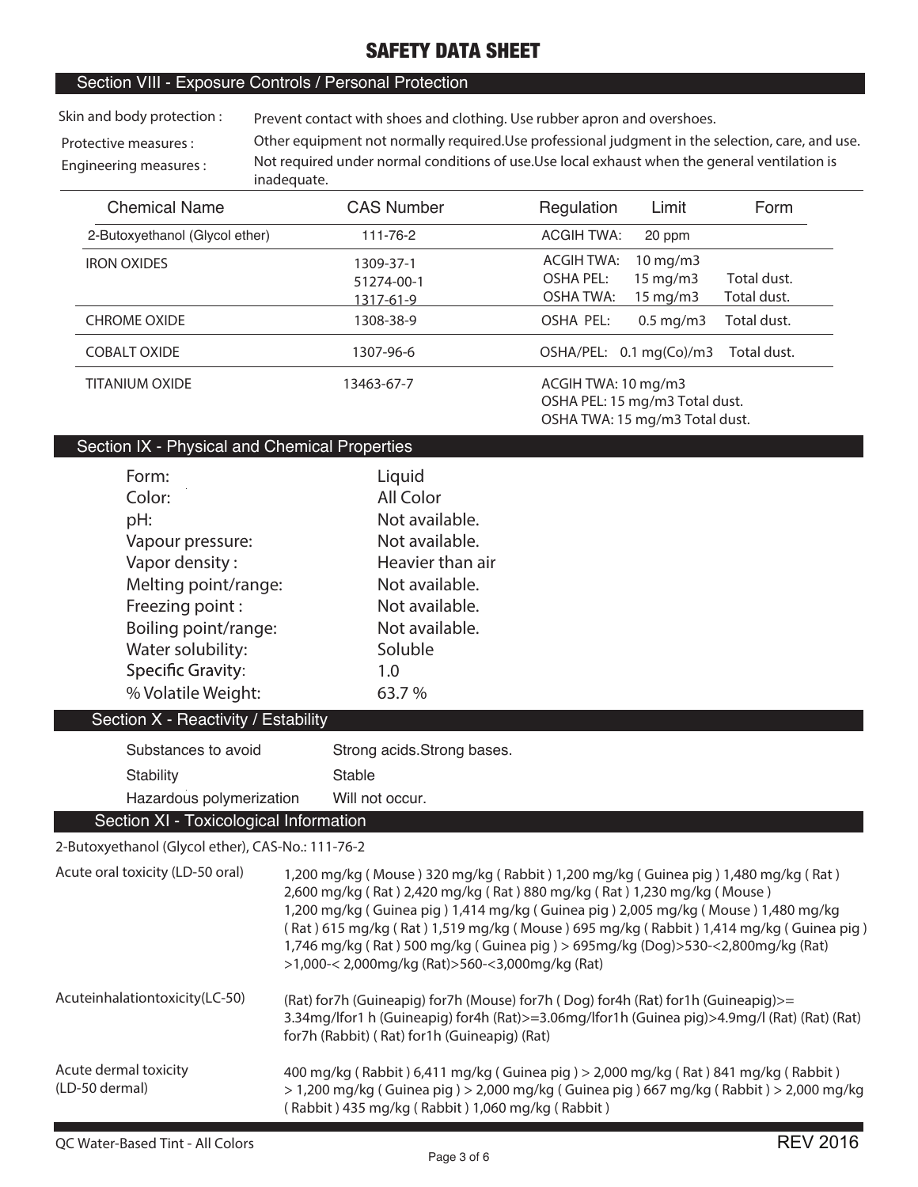# SAFETY DATA SHEET

## Section VIII - Exposure Controls / Personal Protection

Skin and body protection : Prevent contact with shoes and clothing. Use rubber apron and overshoes.

Protective measures : Other equipment not normally required.Use professional judgment in the selection, care, and use.

Engineering measures : Not required under normal conditions of use.Use local exhaust when the general ventilation is inadequate.

| Chemical Name | CAS Number | Regulation | Limit | Form |
|---|---|---|---|---|
| 2-Butoxyethanol (Glycol ether) | 111-76-2 | ACGIH TWA: | 20 ppm | |
| IRON OXIDES | 1309-37-1<br>51274-00-1<br>1317-61-9 | ACGIH TWA:<br>OSHA PEL:<br>OSHA TWA: | 10 mg/m3<br>15 mg/m3<br>15 mg/m3 | <br>Total dust.<br>Total dust. |
| CHROME OXIDE | 1308-38-9 | OSHA PEL: | 0.5 mg/m3 | Total dust. |
| COBALT OXIDE | 1307-96-6 | OSHA/PEL: | 0.1 mg(Co)/m3 | Total dust. |
| TITANIUM OXIDE | 13463-67-7 | ACGIH TWA: 10 mg/m3<br>OSHA PEL: 15 mg/m3 Total dust.<br>OSHA TWA: 15 mg/m3 Total dust. | | |

## Section IX - Physical and Chemical Properties

| | |
|---|---|
| Form: | Liquid |
| Color: | All Color |
| pH: | Not available. |
| Vapour pressure: | Not available. |
| Vapor density : | Heavier than air |
| Melting point/range: | Not available. |
| Freezing point : | Not available. |
| Boiling point/range: | Not available. |
| Water solubility: | Soluble |
| Specific Gravity: | 1.0 |
| % Volatile Weight: | 63.7 % |

## Section X - Reactivity / Estability

| | |
|---|---|
| Substances to avoid | Strong acids.Strong bases. |
| Stability | Stable |
| Hazardous polymerization | Will not occur. |

## Section XI - Toxicological Information

2-Butoxyethanol (Glycol ether), CAS-No.: 111-76-2

Acute oral toxicity (LD-50 oral): 1,200 mg/kg ( Mouse ) 320 mg/kg ( Rabbit ) 1,200 mg/kg ( Guinea pig ) 1,480 mg/kg ( Rat ) 2,600 mg/kg ( Rat ) 2,420 mg/kg ( Rat ) 880 mg/kg ( Rat ) 1,230 mg/kg ( Mouse ) 1,200 mg/kg ( Guinea pig ) 1,414 mg/kg ( Guinea pig ) 2,005 mg/kg ( Mouse ) 1,480 mg/kg ( Rat ) 615 mg/kg ( Rat ) 1,519 mg/kg ( Mouse ) 695 mg/kg ( Rabbit ) 1,414 mg/kg ( Guinea pig ) 1,746 mg/kg ( Rat ) 500 mg/kg ( Guinea pig ) > 695mg/kg (Dog)>530-<2,800mg/kg (Rat) >1,000-< 2,000mg/kg (Rat)>560-<3,000mg/kg (Rat)

Acuteinhalationtoxicity(LC-50): (Rat) for7h (Guineapig) for7h (Mouse) for7h ( Dog) for4h (Rat) for1h (Guineapig)>= 3.34mg/lfor1 h (Guineapig) for4h (Rat)>=3.06mg/lfor1h (Guinea pig)>4.9mg/l (Rat) (Rat) (Rat) for7h (Rabbit) ( Rat) for1h (Guineapig) (Rat)

Acute dermal toxicity (LD-50 dermal): 400 mg/kg ( Rabbit ) 6,411 mg/kg ( Guinea pig ) > 2,000 mg/kg ( Rat ) 841 mg/kg ( Rabbit ) > 1,200 mg/kg ( Guinea pig ) > 2,000 mg/kg ( Guinea pig ) 667 mg/kg ( Rabbit ) > 2,000 mg/kg ( Rabbit ) 435 mg/kg ( Rabbit ) 1,060 mg/kg ( Rabbit )

QC Water-Based Tint - All Colors REV 2016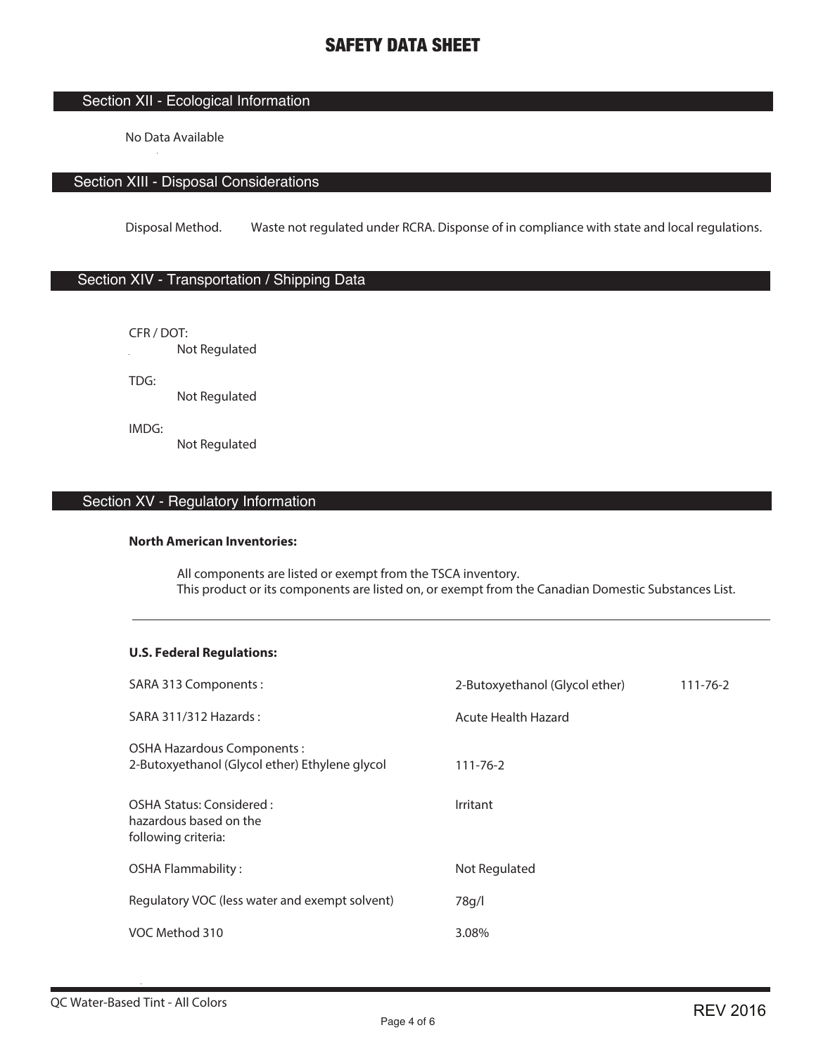# SAFETY DATA SHEET

## Section XII - Ecological Information

No Data Available

## Section XIII - Disposal Considerations

Disposal Method. Waste not regulated under RCRA. Disponse of in compliance with state and local regulations.

## Section XIV - Transportation / Shipping Data

CFR / DOT:
Not Regulated

TDG:
Not Regulated

IMDG:
Not Regulated

## Section XV - Regulatory Information

**North American Inventories:**

All components are listed or exempt from the TSCA inventory.
This product or its components are listed on, or exempt from the Canadian Domestic Substances List.

---

**U.S. Federal Regulations:**

| | | |
|---|---|---|
| SARA 313 Components : | 2-Butoxyethanol (Glycol ether) | 111-76-2 |
| SARA 311/312 Hazards : | Acute Health Hazard | |
| OSHA Hazardous Components : 2-Butoxyethanol (Glycol ether) Ethylene glycol | 111-76-2 | |
| OSHA Status: Considered : hazardous based on the following criteria: | Irritant | |
| OSHA Flammability : | Not Regulated | |
| Regulatory VOC (less water and exempt solvent) | 78g/l | |
| VOC Method 310 | 3.08% | |

QC Water-Based Tint - All Colors

REV 2016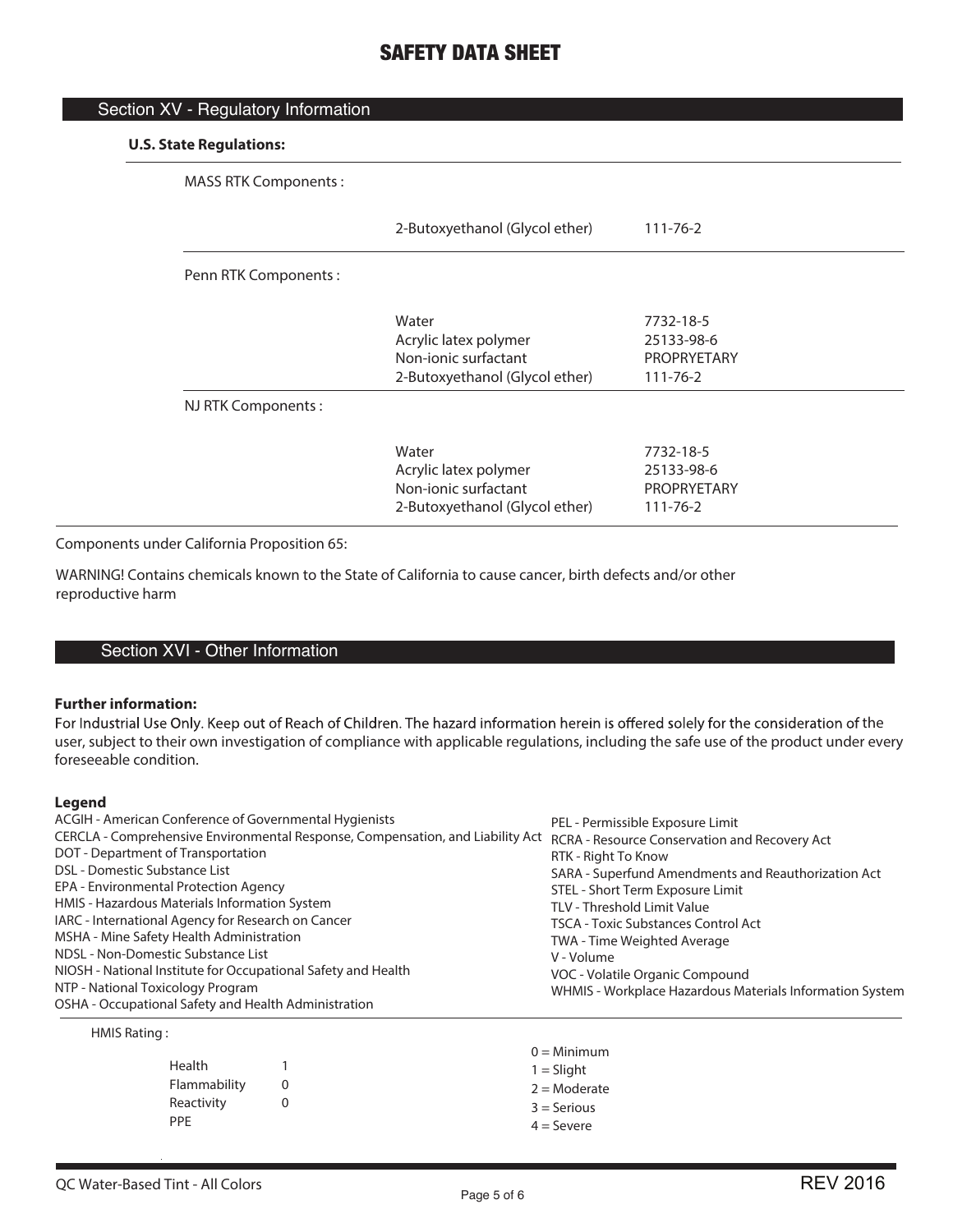# SAFETY DATA SHEET

## Section XV - Regulatory Information

**U.S. State Regulations:**

| | | |
|---|---|---|
| MASS RTK Components : | 2-Butoxyethanol (Glycol ether) | 111-76-2 |
| Penn RTK Components : | Water | 7732-18-5 |
| | Acrylic latex polymer | 25133-98-6 |
| | Non-ionic surfactant | PROPRYETARY |
| | 2-Butoxyethanol (Glycol ether) | 111-76-2 |
| NJ RTK Components : | Water | 7732-18-5 |
| | Acrylic latex polymer | 25133-98-6 |
| | Non-ionic surfactant | PROPRYETARY |
| | 2-Butoxyethanol (Glycol ether) | 111-76-2 |

Components under California Proposition 65:

WARNING! Contains chemicals known to the State of California to cause cancer, birth defects and/or other reproductive harm

## Section XVI - Other Information

**Further information:**

For Industrial Use Only. Keep out of Reach of Children. The hazard information herein is offered solely for the consideration of the user, subject to their own investigation of compliance with applicable regulations, including the safe use of the product under every foreseeable condition.

**Legend**

ACGIH - American Conference of Governmental Hygienists
CERCLA - Comprehensive Environmental Response, Compensation, and Liability Act
DOT - Department of Transportation
DSL - Domestic Substance List
EPA - Environmental Protection Agency
HMIS - Hazardous Materials Information System
IARC - International Agency for Research on Cancer
MSHA - Mine Safety Health Administration
NDSL - Non-Domestic Substance List
NIOSH - National Institute for Occupational Safety and Health
NTP - National Toxicology Program
OSHA - Occupational Safety and Health Administration
PEL - Permissible Exposure Limit
RCRA - Resource Conservation and Recovery Act
RTK - Right To Know
SARA - Superfund Amendments and Reauthorization Act
STEL - Short Term Exposure Limit
TLV - Threshold Limit Value
TSCA - Toxic Substances Control Act
TWA - Time Weighted Average
V - Volume
VOC - Volatile Organic Compound
WHMIS - Workplace Hazardous Materials Information System

HMIS Rating :

| | |
|---|---|
| Health | 1 |
| Flammability | 0 |
| Reactivity | 0 |
| PPE | |

0 = Minimum
1 = Slight
2 = Moderate
3 = Serious
4 = Severe

QC Water-Based Tint - All Colors

REV 2016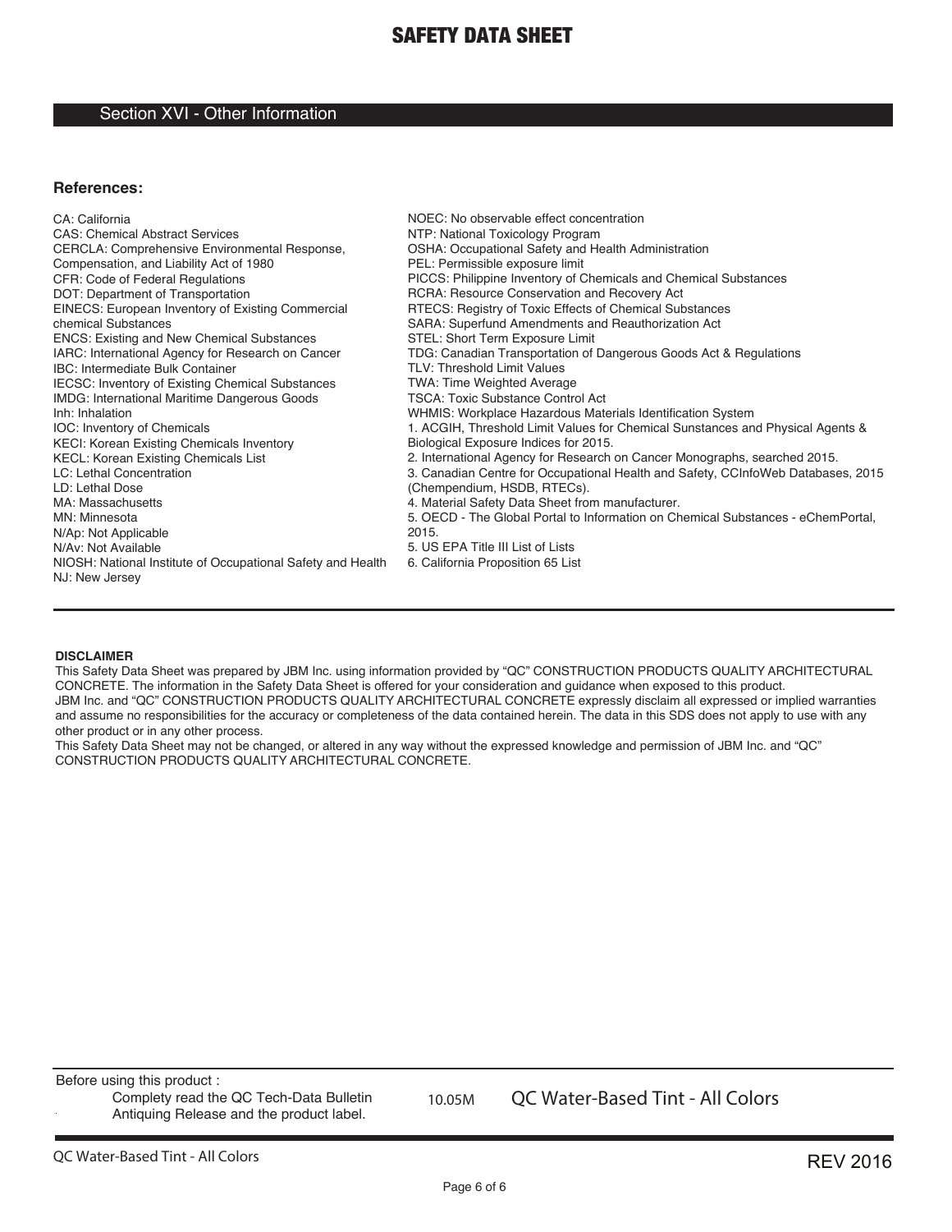## Section XVI - Other Information

### References:

CA: California
CAS: Chemical Abstract Services
CERCLA: Comprehensive Environmental Response, Compensation, and Liability Act of 1980
CFR: Code of Federal Regulations
DOT: Department of Transportation
EINECS: European Inventory of Existing Commercial chemical Substances
ENCS: Existing and New Chemical Substances
IARC: International Agency for Research on Cancer
IBC: Intermediate Bulk Container
IECSC: Inventory of Existing Chemical Substances
IMDG: International Maritime Dangerous Goods
Inh: Inhalation
IOC: Inventory of Chemicals
KECI: Korean Existing Chemicals Inventory
KECL: Korean Existing Chemicals List
LC: Lethal Concentration
LD: Lethal Dose
MA: Massachusetts
MN: Minnesota
N/Ap: Not Applicable
N/Av: Not Available
NIOSH: National Institute of Occupational Safety and Health
NJ: New Jersey
NOEC: No observable effect concentration
NTP: National Toxicology Program
OSHA: Occupational Safety and Health Administration
PEL: Permissible exposure limit
PICCS: Philippine Inventory of Chemicals and Chemical Substances
RCRA: Resource Conservation and Recovery Act
RTECS: Registry of Toxic Effects of Chemical Substances
SARA: Superfund Amendments and Reauthorization Act
STEL: Short Term Exposure Limit
TDG: Canadian Transportation of Dangerous Goods Act & Regulations
TLV: Threshold Limit Values
TWA: Time Weighted Average
TSCA: Toxic Substance Control Act
WHMIS: Workplace Hazardous Materials Identification System

1. ACGIH, Threshold Limit Values for Chemical Sunstances and Physical Agents & Biological Exposure Indices for 2015.
2. International Agency for Research on Cancer Monographs, searched 2015.
3. Canadian Centre for Occupational Health and Safety, CCInfoWeb Databases, 2015 (Chempendium, HSDB, RTECs).
4. Material Safety Data Sheet from manufacturer.
5. OECD - The Global Portal to Information on Chemical Substances - eChemPortal, 2015.
5. US EPA Title III List of Lists
6. California Proposition 65 List

**DISCLAIMER**

This Safety Data Sheet was prepared by JBM Inc. using information provided by "QC" CONSTRUCTION PRODUCTS QUALITY ARCHITECTURAL CONCRETE. The information in the Safety Data Sheet is offered for your consideration and guidance when exposed to this product.
JBM Inc. and "QC" CONSTRUCTION PRODUCTS QUALITY ARCHITECTURAL CONCRETE expressly disclaim all expressed or implied warranties and assume no responsibilities for the accuracy or completeness of the data contained herein. The data in this SDS does not apply to use with any other product or in any other process.
This Safety Data Sheet may not be changed, or altered in any way without the expressed knowledge and permission of JBM Inc. and "QC" CONSTRUCTION PRODUCTS QUALITY ARCHITECTURAL CONCRETE.

Before using this product :
Complety read the QC Tech-Data Bulletin Antiquing Release and the product label.

10.05M QC Water-Based Tint - All Colors